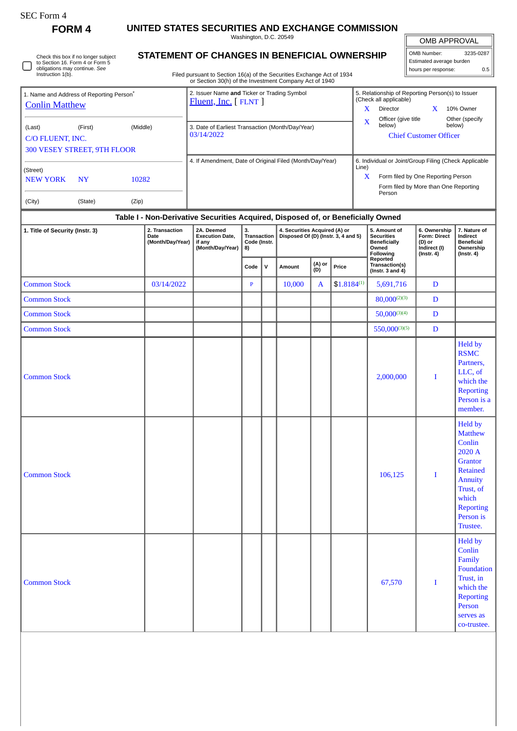SEC Form 4

**FORM 4**

# UNITED STATES SECURITIES AND EXCHANGE COMMISSION

Washington, D.C. 20549

## STATEMENT OF CHANGES IN BENEFICIAL OWNERSHIP

Filed pursuant to Section 16(a) of the Securities Exchange Act of 1934 or Section 30(h) of the Investment Company Act of 1940

| OMB APPROVAL | |
|---|---|
| OMB Number: | 3235-0287 |
| Estimated average burden | |
| hours per response: | 0.5 |

☐ Check this box if no longer subject to Section 16. Form 4 or Form 5 obligations may continue. *See* Instruction 1(b).

| 1. Name and Address of Reporting Person* | 2. Issuer Name **and** Ticker or Trading Symbol | 5. Relationship of Reporting Person(s) to Issuer (Check all applicable) |
|---|---|---|
| Conlin Matthew | Fluent, Inc. [ FLNT ] | X Director X 10% Owner |
| (Last) (First) (Middle) C/O FLUENT, INC. 300 VESEY STREET, 9TH FLOOR | 3. Date of Earliest Transaction (Month/Day/Year) 03/14/2022 | X Officer (give title below) Other (specify below) Chief Customer Officer |
| (Street) NEW YORK NY 10282 | 4. If Amendment, Date of Original Filed (Month/Day/Year) | 6. Individual or Joint/Group Filing (Check Applicable Line) X Form filed by One Reporting Person; Form filed by More than One Reporting Person |
| (City) (State) (Zip) | | |

### Table I - Non-Derivative Securities Acquired, Disposed of, or Beneficially Owned

| 1. Title of Security (Instr. 3) | 2. Transaction Date (Month/Day/Year) | 2A. Deemed Execution Date, if any (Month/Day/Year) | 3. Transaction Code (Instr. 8) | | 4. Securities Acquired (A) or Disposed Of (D) (Instr. 3, 4 and 5) | | | 5. Amount of Securities Beneficially Owned Following Reported Transaction(s) (Instr. 3 and 4) | 6. Ownership Form: Direct (D) or Indirect (I) (Instr. 4) | 7. Nature of Indirect Beneficial Ownership (Instr. 4) |
|---|---|---|---|---|---|---|---|---|---|---|
| | | | Code | V | Amount | (A) or (D) | Price | | | |
| Common Stock | 03/14/2022 | | P | | 10,000 | A | $1.8184[1] | 5,691,716 | D | |
| Common Stock | | | | | | | | 80,000[2][3] | D | |
| Common Stock | | | | | | | | 50,000[3][4] | D | |
| Common Stock | | | | | | | | 550,000[3][5] | D | |
| Common Stock | | | | | | | | 2,000,000 | I | Held by RSMC Partners, LLC, of which the Reporting Person is a member. |
| Common Stock | | | | | | | | 106,125 | I | Held by Matthew Conlin 2020 A Grantor Retained Annuity Trust, of which Reporting Person is Trustee. |
| Common Stock | | | | | | | | 67,570 | I | Held by Conlin Family Foundation Trust, in which the Reporting Person serves as co-trustee. |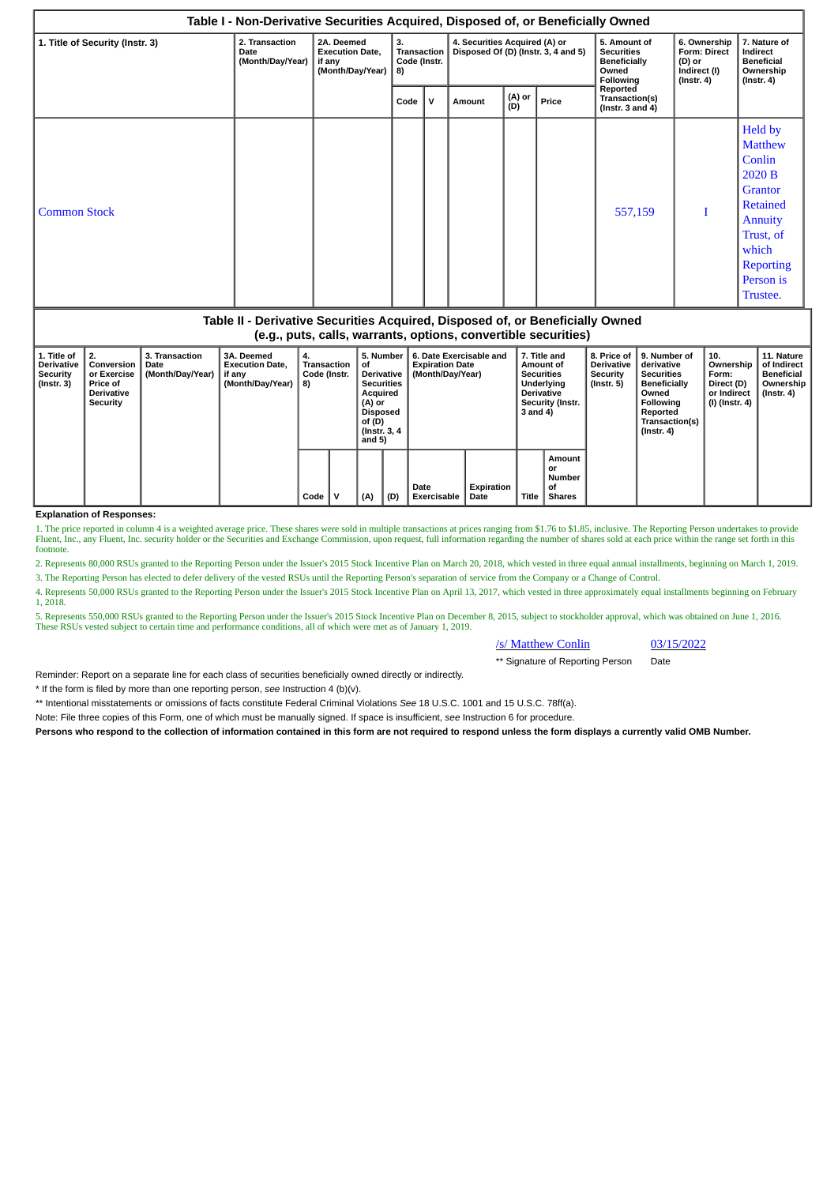## Table I - Non-Derivative Securities Acquired, Disposed of, or Beneficially Owned

| 1. Title of Security (Instr. 3) | 2. Transaction Date (Month/Day/Year) | 2A. Deemed Execution Date, if any (Month/Day/Year) | 3. Transaction Code (Instr. 8) | | 4. Securities Acquired (A) or Disposed Of (D) (Instr. 3, 4 and 5) | | | 5. Amount of Securities Beneficially Owned Following Reported Transaction(s) (Instr. 3 and 4) | 6. Ownership Form: Direct (D) or Indirect (I) (Instr. 4) | 7. Nature of Indirect Beneficial Ownership (Instr. 4) |
|---|---|---|---|---|---|---|---|---|---|---|
| | | | Code | V | Amount | (A) or (D) | Price | | | |
| Common Stock | | | | | | | | 557,159 | I | Held by Matthew Conlin 2020 B Grantor Retained Annuity Trust, of which Reporting Person is Trustee. |

## Table II - Derivative Securities Acquired, Disposed of, or Beneficially Owned (e.g., puts, calls, warrants, options, convertible securities)

| 1. Title of Derivative Security (Instr. 3) | 2. Conversion or Exercise Price of Derivative Security | 3. Transaction Date (Month/Day/Year) | 3A. Deemed Execution Date, if any (Month/Day/Year) | 4. Transaction Code (Instr. 8) | | 5. Number of Derivative Securities Acquired (A) or Disposed of (D) (Instr. 3, 4 and 5) | | 6. Date Exercisable and Expiration Date (Month/Day/Year) | | 7. Title and Amount of Securities Underlying Derivative Security (Instr. 3 and 4) | | 8. Price of Derivative Security (Instr. 5) | 9. Number of derivative Securities Beneficially Owned Following Reported Transaction(s) (Instr. 4) | 10. Ownership Form: Direct (D) or Indirect (I) (Instr. 4) | 11. Nature of Indirect Beneficial Ownership (Instr. 4) |
|---|---|---|---|---|---|---|---|---|---|---|---|---|---|---|---|
| | | | | Code | V | (A) | (D) | Date Exercisable | Expiration Date | Title | Amount or Number of Shares | | | | |

**Explanation of Responses:**

1. The price reported in column 4 is a weighted average price. These shares were sold in multiple transactions at prices ranging from $1.76 to $1.85, inclusive. The Reporting Person undertakes to provide Fluent, Inc., any Fluent, Inc. security holder or the Securities and Exchange Commission, upon request, full information regarding the number of shares sold at each price within the range set forth in this footnote.

2. Represents 80,000 RSUs granted to the Reporting Person under the Issuer's 2015 Stock Incentive Plan on March 20, 2018, which vested in three equal annual installments, beginning on March 1, 2019.

3. The Reporting Person has elected to defer delivery of the vested RSUs until the Reporting Person's separation of service from the Company or a Change of Control.

4. Represents 50,000 RSUs granted to the Reporting Person under the Issuer's 2015 Stock Incentive Plan on April 13, 2017, which vested in three approximately equal installments beginning on February 1, 2018.

5. Represents 550,000 RSUs granted to the Reporting Person under the Issuer's 2015 Stock Incentive Plan on December 8, 2015, subject to stockholder approval, which was obtained on June 1, 2016. These RSUs vested subject to certain time and performance conditions, all of which were met as of January 1, 2019.

/s/ Matthew Conlin — 03/15/2022

** Signature of Reporting Person — Date

Reminder: Report on a separate line for each class of securities beneficially owned directly or indirectly.

* If the form is filed by more than one reporting person, *see* Instruction 4 (b)(v).

** Intentional misstatements or omissions of facts constitute Federal Criminal Violations *See* 18 U.S.C. 1001 and 15 U.S.C. 78ff(a).

Note: File three copies of this Form, one of which must be manually signed. If space is insufficient, *see* Instruction 6 for procedure.

**Persons who respond to the collection of information contained in this form are not required to respond unless the form displays a currently valid OMB Number.**